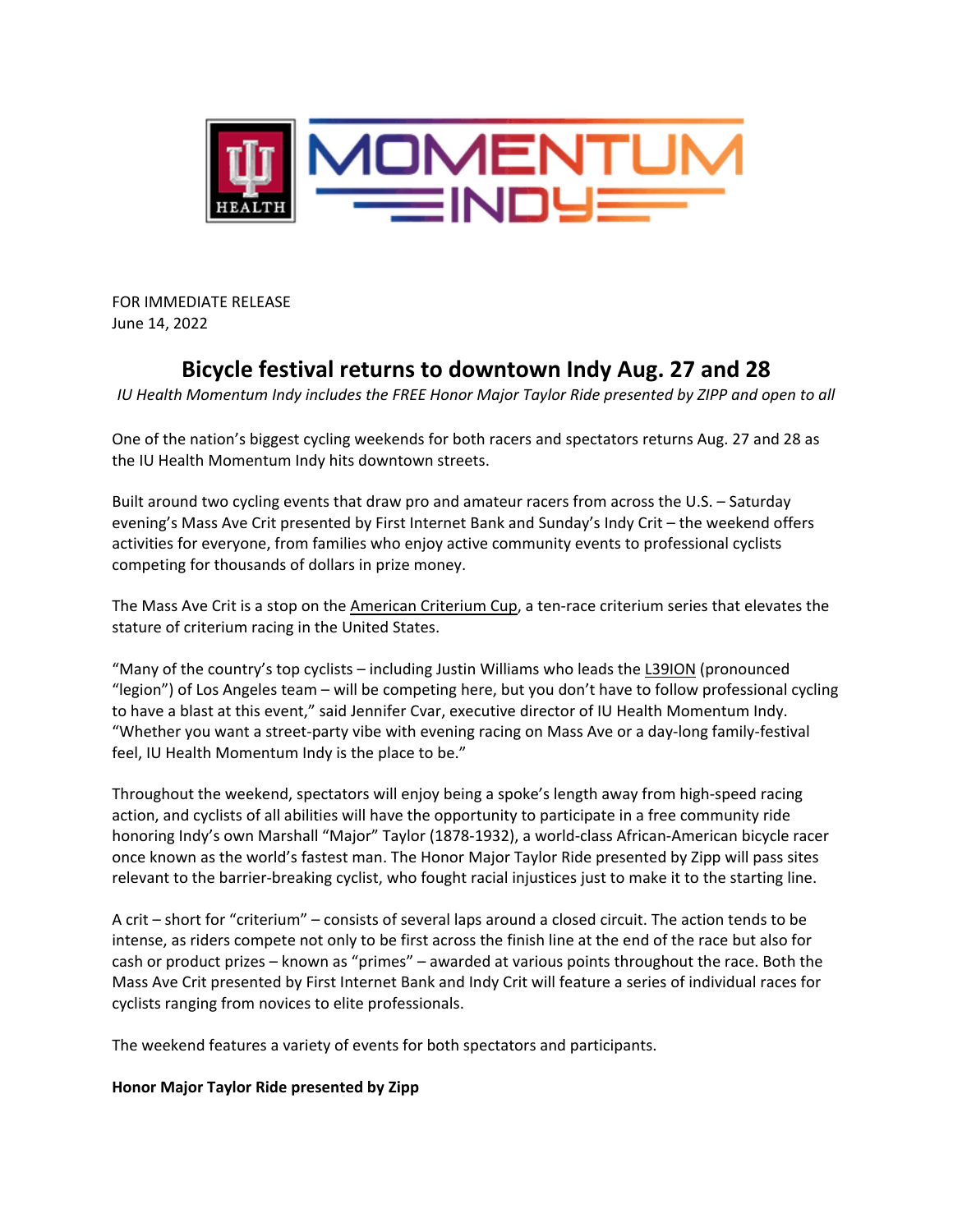FOR IMMEDIATE RELEASE
June 14, 2022

# Bicycle festival returns to downtown Indy Aug. 27 and 28

*IU Health Momentum Indy includes the FREE Honor Major Taylor Ride presented by ZIPP and open to all*

One of the nation's biggest cycling weekends for both racers and spectators returns Aug. 27 and 28 as the IU Health Momentum Indy hits downtown streets.

Built around two cycling events that draw pro and amateur racers from across the U.S. – Saturday evening's Mass Ave Crit presented by First Internet Bank and Sunday's Indy Crit – the weekend offers activities for everyone, from families who enjoy active community events to professional cyclists competing for thousands of dollars in prize money.

The Mass Ave Crit is a stop on the American Criterium Cup, a ten-race criterium series that elevates the stature of criterium racing in the United States.

"Many of the country's top cyclists – including Justin Williams who leads the L39ION (pronounced "legion") of Los Angeles team – will be competing here, but you don't have to follow professional cycling to have a blast at this event," said Jennifer Cvar, executive director of IU Health Momentum Indy. "Whether you want a street-party vibe with evening racing on Mass Ave or a day-long family-festival feel, IU Health Momentum Indy is the place to be."

Throughout the weekend, spectators will enjoy being a spoke's length away from high-speed racing action, and cyclists of all abilities will have the opportunity to participate in a free community ride honoring Indy's own Marshall "Major" Taylor (1878-1932), a world-class African-American bicycle racer once known as the world's fastest man. The Honor Major Taylor Ride presented by Zipp will pass sites relevant to the barrier-breaking cyclist, who fought racial injustices just to make it to the starting line.

A crit – short for "criterium" – consists of several laps around a closed circuit. The action tends to be intense, as riders compete not only to be first across the finish line at the end of the race but also for cash or product prizes – known as "primes" – awarded at various points throughout the race. Both the Mass Ave Crit presented by First Internet Bank and Indy Crit will feature a series of individual races for cyclists ranging from novices to elite professionals.

The weekend features a variety of events for both spectators and participants.

**Honor Major Taylor Ride presented by Zipp**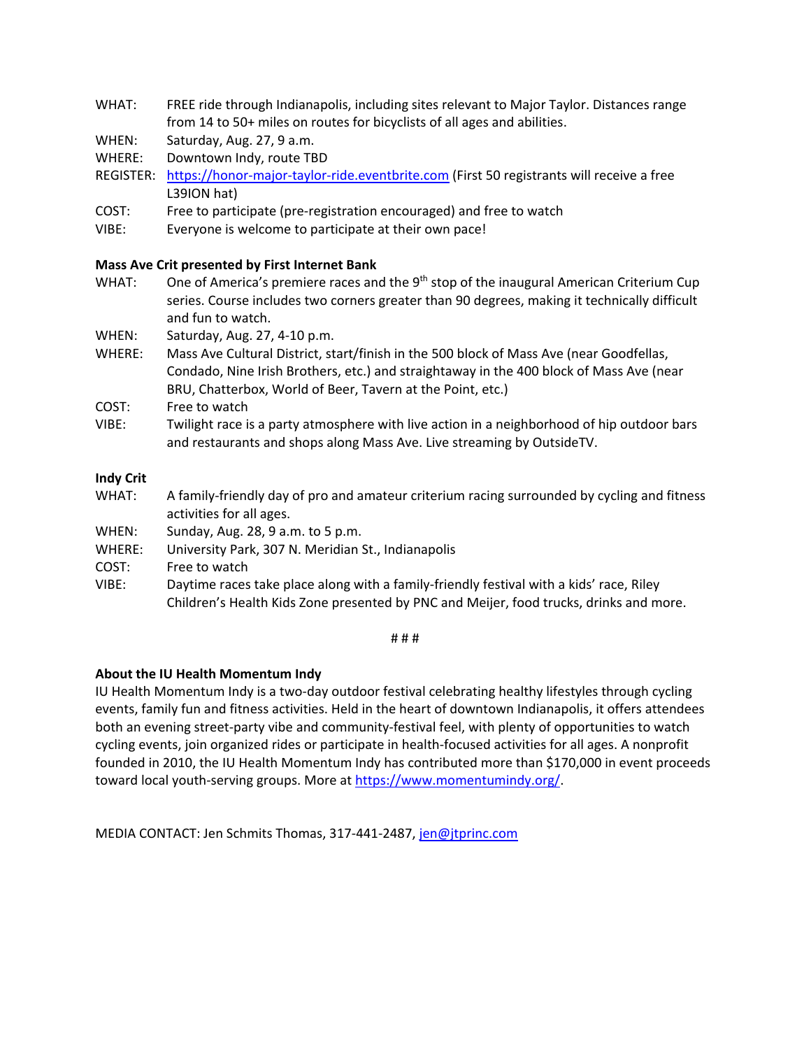WHAT: FREE ride through Indianapolis, including sites relevant to Major Taylor. Distances range from 14 to 50+ miles on routes for bicyclists of all ages and abilities.
WHEN: Saturday, Aug. 27, 9 a.m.
WHERE: Downtown Indy, route TBD
REGISTER: https://honor-major-taylor-ride.eventbrite.com (First 50 registrants will receive a free L39ION hat)
COST: Free to participate (pre-registration encouraged) and free to watch
VIBE: Everyone is welcome to participate at their own pace!

**Mass Ave Crit presented by First Internet Bank**

WHAT: One of America's premiere races and the 9th stop of the inaugural American Criterium Cup series. Course includes two corners greater than 90 degrees, making it technically difficult and fun to watch.
WHEN: Saturday, Aug. 27, 4-10 p.m.
WHERE: Mass Ave Cultural District, start/finish in the 500 block of Mass Ave (near Goodfellas, Condado, Nine Irish Brothers, etc.) and straightaway in the 400 block of Mass Ave (near BRU, Chatterbox, World of Beer, Tavern at the Point, etc.)
COST: Free to watch
VIBE: Twilight race is a party atmosphere with live action in a neighborhood of hip outdoor bars and restaurants and shops along Mass Ave. Live streaming by OutsideTV.

**Indy Crit**

WHAT: A family-friendly day of pro and amateur criterium racing surrounded by cycling and fitness activities for all ages.
WHEN: Sunday, Aug. 28, 9 a.m. to 5 p.m.
WHERE: University Park, 307 N. Meridian St., Indianapolis
COST: Free to watch
VIBE: Daytime races take place along with a family-friendly festival with a kids' race, Riley Children's Health Kids Zone presented by PNC and Meijer, food trucks, drinks and more.

# # #

**About the IU Health Momentum Indy**

IU Health Momentum Indy is a two-day outdoor festival celebrating healthy lifestyles through cycling events, family fun and fitness activities. Held in the heart of downtown Indianapolis, it offers attendees both an evening street-party vibe and community-festival feel, with plenty of opportunities to watch cycling events, join organized rides or participate in health-focused activities for all ages. A nonprofit founded in 2010, the IU Health Momentum Indy has contributed more than $170,000 in event proceeds toward local youth-serving groups. More at https://www.momentumindy.org/.

MEDIA CONTACT: Jen Schmits Thomas, 317-441-2487, jen@jtprinc.com